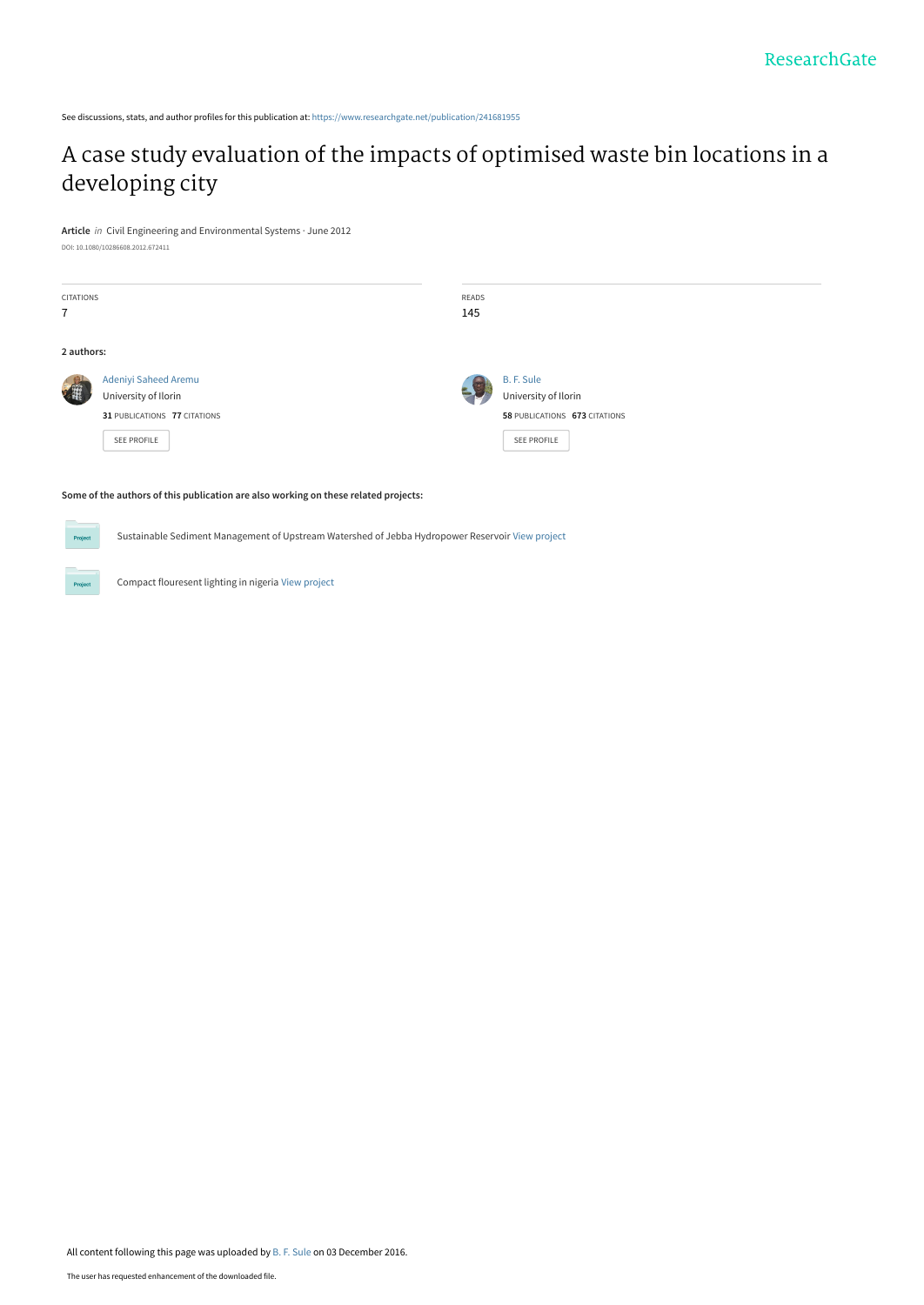See discussions, stats, and author profiles for this publication at: https://www.researchgate.net/publication/241681955

# A case study evaluation of the impacts of optimised waste bin locations in a developing city

**Article** *in* Civil Engineering and Environmental Systems · June 2012

DOI: 10.1080/10286608.2012.672411

| CITATIONS | READS |
|---|---|
| 7 | 145 |

**2 authors:**

Adeniyi Saheed Aremu
University of Ilorin
**31** PUBLICATIONS **77** CITATIONS
SEE PROFILE

B. F. Sule
University of Ilorin
**58** PUBLICATIONS **673** CITATIONS
SEE PROFILE

**Some of the authors of this publication are also working on these related projects:**

Project: Sustainable Sediment Management of Upstream Watershed of Jebba Hydropower Reservoir View project

Project: Compact flouresent lighting in nigeria View project

All content following this page was uploaded by B. F. Sule on 03 December 2016.

The user has requested enhancement of the downloaded file.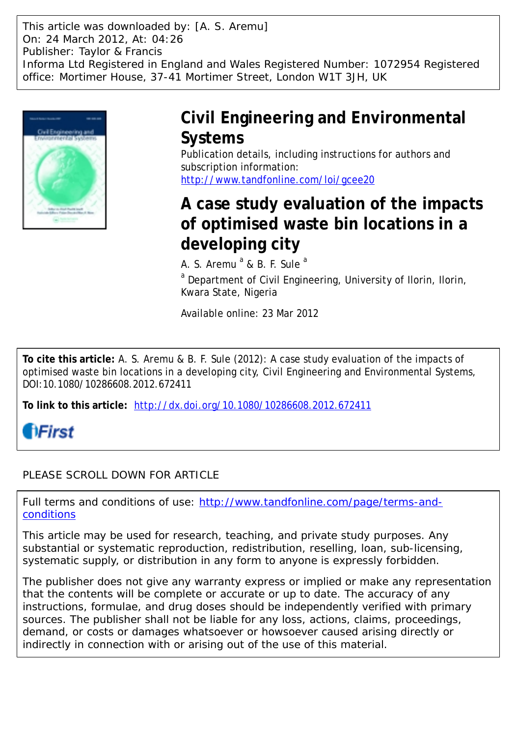This article was downloaded by: [A. S. Aremu]
On: 24 March 2012, At: 04:26
Publisher: Taylor & Francis
Informa Ltd Registered in England and Wales Registered Number: 1072954 Registered office: Mortimer House, 37-41 Mortimer Street, London W1T 3JH, UK

# Civil Engineering and Environmental Systems

Publication details, including instructions for authors and subscription information:
http://www.tandfonline.com/loi/gcee20

# A case study evaluation of the impacts of optimised waste bin locations in a developing city

A. S. Aremu [a] & B. F. Sule [a]

[a] Department of Civil Engineering, University of Ilorin, Ilorin, Kwara State, Nigeria

Available online: 23 Mar 2012

**To cite this article:** A. S. Aremu & B. F. Sule (2012): A case study evaluation of the impacts of optimised waste bin locations in a developing city, Civil Engineering and Environmental Systems, DOI:10.1080/10286608.2012.672411

**To link to this article:** http://dx.doi.org/10.1080/10286608.2012.672411

iFirst

PLEASE SCROLL DOWN FOR ARTICLE

Full terms and conditions of use: http://www.tandfonline.com/page/terms-and-conditions

This article may be used for research, teaching, and private study purposes. Any substantial or systematic reproduction, redistribution, reselling, loan, sub-licensing, systematic supply, or distribution in any form to anyone is expressly forbidden.

The publisher does not give any warranty express or implied or make any representation that the contents will be complete or accurate or up to date. The accuracy of any instructions, formulae, and drug doses should be independently verified with primary sources. The publisher shall not be liable for any loss, actions, claims, proceedings, demand, or costs or damages whatsoever or howsoever caused arising directly or indirectly in connection with or arising out of the use of this material.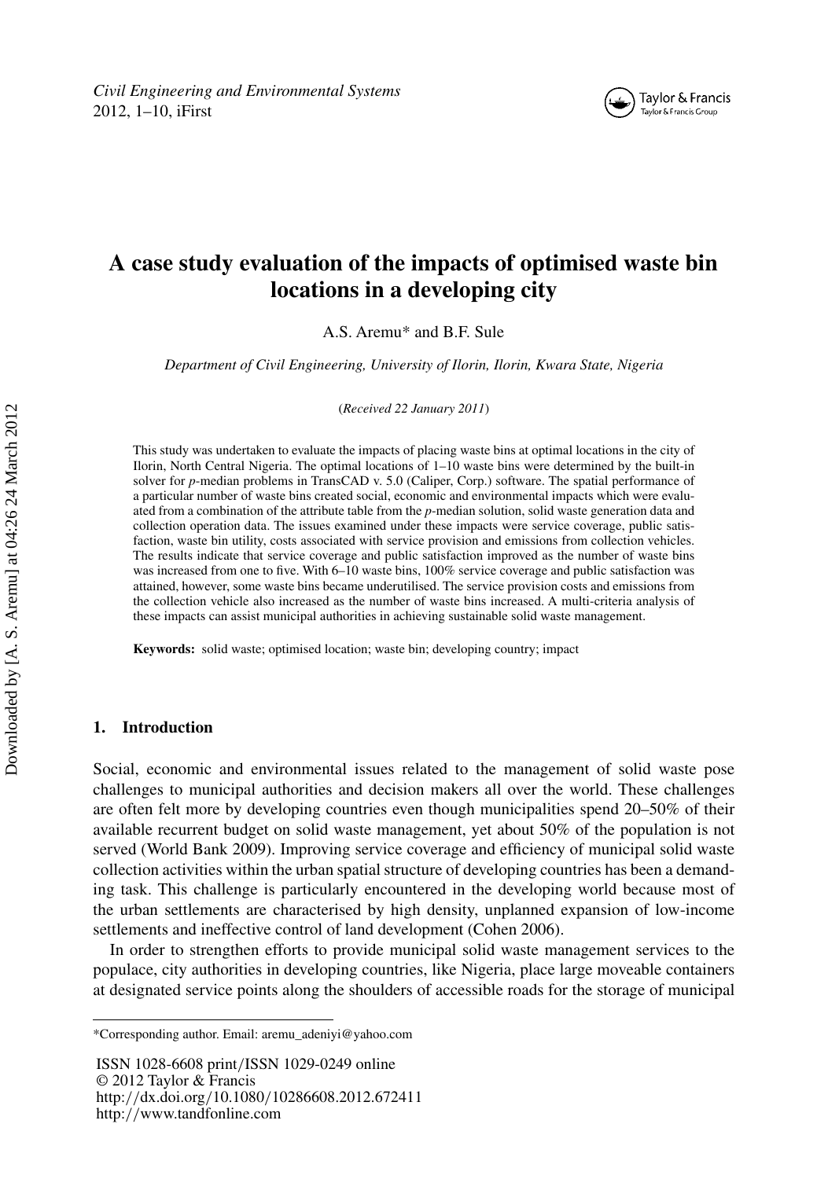# A case study evaluation of the impacts of optimised waste bin locations in a developing city

A.S. Aremu* and B.F. Sule

*Department of Civil Engineering, University of Ilorin, Ilorin, Kwara State, Nigeria*

(*Received 22 January 2011*)

This study was undertaken to evaluate the impacts of placing waste bins at optimal locations in the city of Ilorin, North Central Nigeria. The optimal locations of 1–10 waste bins were determined by the built-in solver for *p*-median problems in TransCAD v. 5.0 (Caliper, Corp.) software. The spatial performance of a particular number of waste bins created social, economic and environmental impacts which were evaluated from a combination of the attribute table from the *p*-median solution, solid waste generation data and collection operation data. The issues examined under these impacts were service coverage, public satisfaction, waste bin utility, costs associated with service provision and emissions from collection vehicles. The results indicate that service coverage and public satisfaction improved as the number of waste bins was increased from one to five. With 6–10 waste bins, 100% service coverage and public satisfaction was attained, however, some waste bins became underutilised. The service provision costs and emissions from the collection vehicle also increased as the number of waste bins increased. A multi-criteria analysis of these impacts can assist municipal authorities in achieving sustainable solid waste management.

**Keywords:** solid waste; optimised location; waste bin; developing country; impact

## 1. Introduction

Social, economic and environmental issues related to the management of solid waste pose challenges to municipal authorities and decision makers all over the world. These challenges are often felt more by developing countries even though municipalities spend 20–50% of their available recurrent budget on solid waste management, yet about 50% of the population is not served (World Bank 2009). Improving service coverage and efficiency of municipal solid waste collection activities within the urban spatial structure of developing countries has been a demanding task. This challenge is particularly encountered in the developing world because most of the urban settlements are characterised by high density, unplanned expansion of low-income settlements and ineffective control of land development (Cohen 2006).

In order to strengthen efforts to provide municipal solid waste management services to the populace, city authorities in developing countries, like Nigeria, place large moveable containers at designated service points along the shoulders of accessible roads for the storage of municipal

---

*Corresponding author. Email: aremu_adeniyi@yahoo.com

ISSN 1028-6608 print/ISSN 1029-0249 online
© 2012 Taylor & Francis
http://dx.doi.org/10.1080/10286608.2012.672411
http://www.tandfonline.com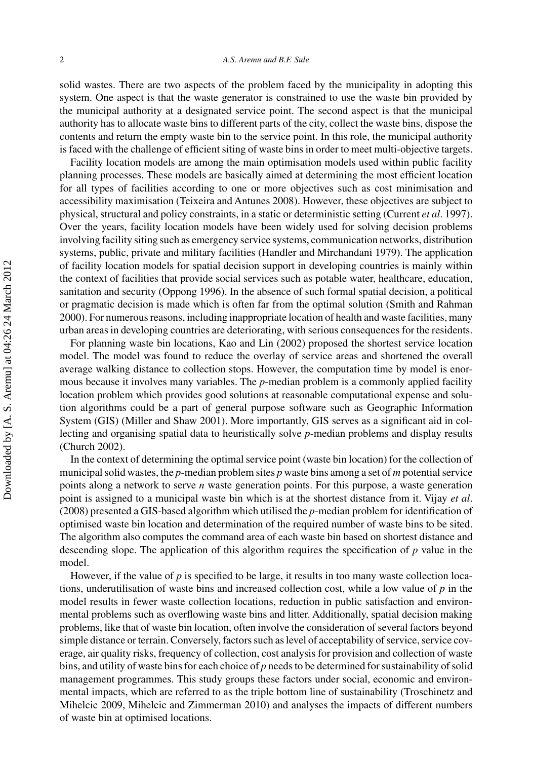solid wastes. There are two aspects of the problem faced by the municipality in adopting this system. One aspect is that the waste generator is constrained to use the waste bin provided by the municipal authority at a designated service point. The second aspect is that the municipal authority has to allocate waste bins to different parts of the city, collect the waste bins, dispose the contents and return the empty waste bin to the service point. In this role, the municipal authority is faced with the challenge of efficient siting of waste bins in order to meet multi-objective targets.

Facility location models are among the main optimisation models used within public facility planning processes. These models are basically aimed at determining the most efficient location for all types of facilities according to one or more objectives such as cost minimisation and accessibility maximisation (Teixeira and Antunes 2008). However, these objectives are subject to physical, structural and policy constraints, in a static or deterministic setting (Current *et al*. 1997). Over the years, facility location models have been widely used for solving decision problems involving facility siting such as emergency service systems, communication networks, distribution systems, public, private and military facilities (Handler and Mirchandani 1979). The application of facility location models for spatial decision support in developing countries is mainly within the context of facilities that provide social services such as potable water, healthcare, education, sanitation and security (Oppong 1996). In the absence of such formal spatial decision, a political or pragmatic decision is made which is often far from the optimal solution (Smith and Rahman 2000). For numerous reasons, including inappropriate location of health and waste facilities, many urban areas in developing countries are deteriorating, with serious consequences for the residents.

For planning waste bin locations, Kao and Lin (2002) proposed the shortest service location model. The model was found to reduce the overlay of service areas and shortened the overall average walking distance to collection stops. However, the computation time by model is enormous because it involves many variables. The $p$-median problem is a commonly applied facility location problem which provides good solutions at reasonable computational expense and solution algorithms could be a part of general purpose software such as Geographic Information System (GIS) (Miller and Shaw 2001). More importantly, GIS serves as a significant aid in collecting and organising spatial data to heuristically solve $p$-median problems and display results (Church 2002).

In the context of determining the optimal service point (waste bin location) for the collection of municipal solid wastes, the $p$-median problem sites $p$ waste bins among a set of $m$ potential service points along a network to serve $n$ waste generation points. For this purpose, a waste generation point is assigned to a municipal waste bin which is at the shortest distance from it. Vijay *et al*. (2008) presented a GIS-based algorithm which utilised the $p$-median problem for identification of optimised waste bin location and determination of the required number of waste bins to be sited. The algorithm also computes the command area of each waste bin based on shortest distance and descending slope. The application of this algorithm requires the specification of $p$ value in the model.

However, if the value of $p$ is specified to be large, it results in too many waste collection locations, underutilisation of waste bins and increased collection cost, while a low value of $p$ in the model results in fewer waste collection locations, reduction in public satisfaction and environmental problems such as overflowing waste bins and litter. Additionally, spatial decision making problems, like that of waste bin location, often involve the consideration of several factors beyond simple distance or terrain. Conversely, factors such as level of acceptability of service, service coverage, air quality risks, frequency of collection, cost analysis for provision and collection of waste bins, and utility of waste bins for each choice of $p$ needs to be determined for sustainability of solid management programmes. This study groups these factors under social, economic and environmental impacts, which are referred to as the triple bottom line of sustainability (Troschinetz and Mihelcic 2009, Mihelcic and Zimmerman 2010) and analyses the impacts of different numbers of waste bin at optimised locations.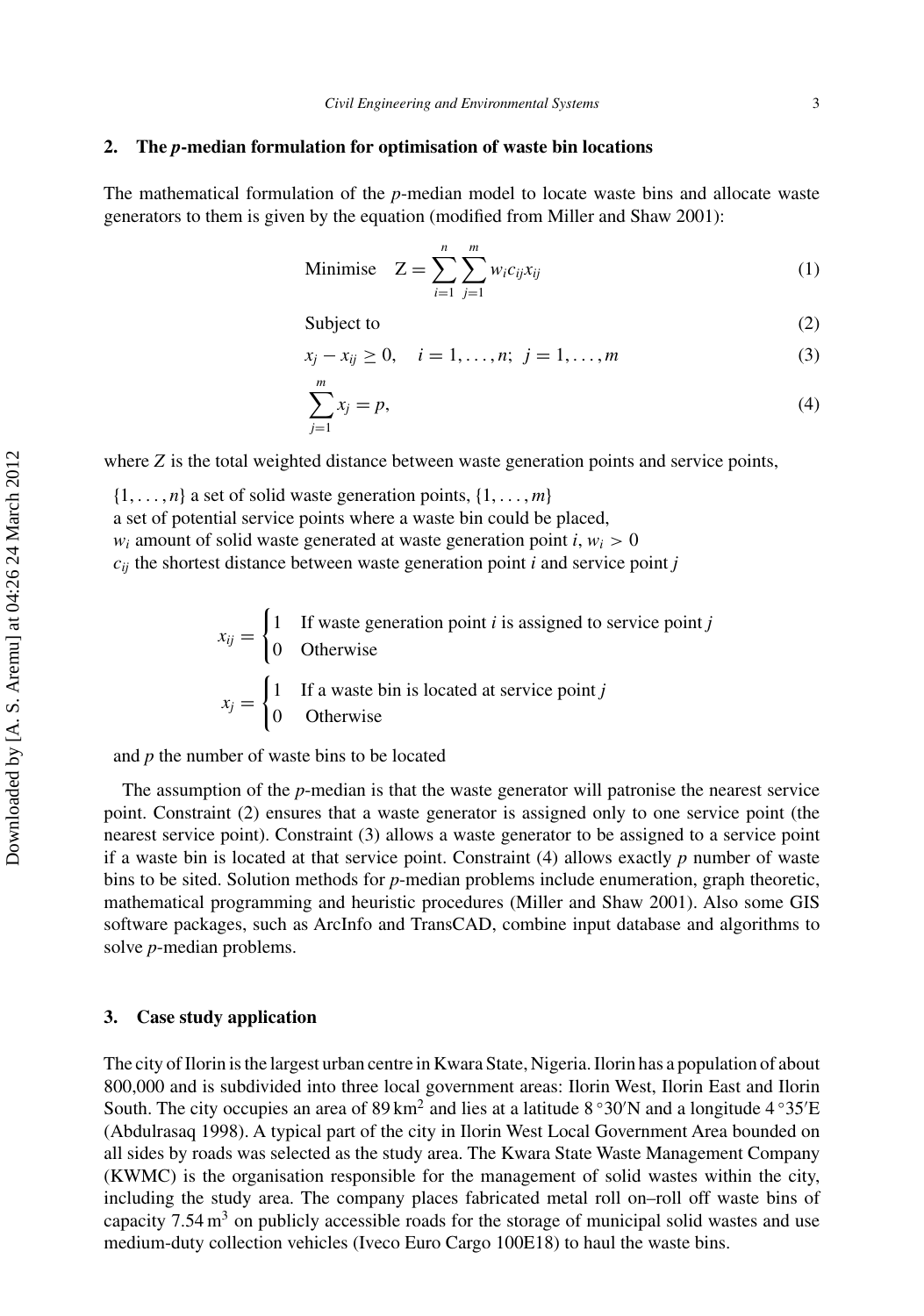## 2. The *p*-median formulation for optimisation of waste bin locations

The mathematical formulation of the *p*-median model to locate waste bins and allocate waste generators to them is given by the equation (modified from Miller and Shaw 2001):

$$\text{Minimise} \quad \text{Z} = \sum_{i=1}^{n} \sum_{j=1}^{m} w_i c_{ij} x_{ij} \tag{1}$$

$$\text{Subject to} \tag{2}$$

$$x_j - x_{ij} \geq 0, \quad i = 1, \ldots, n; \; j = 1, \ldots, m \tag{3}$$

$$\sum_{j=1}^{m} x_j = p, \tag{4}$$

where $Z$ is the total weighted distance between waste generation points and service points,

$\{1, \ldots, n\}$ a set of solid waste generation points, $\{1, \ldots, m\}$
a set of potential service points where a waste bin could be placed,
$w_i$ amount of solid waste generated at waste generation point $i$, $w_i > 0$
$c_{ij}$ the shortest distance between waste generation point $i$ and service point $j$

$$x_{ij} = \begin{cases} 1 & \text{If waste generation point } i \text{ is assigned to service point } j \\ 0 & \text{Otherwise} \end{cases}$$

$$x_j = \begin{cases} 1 & \text{If a waste bin is located at service point } j \\ 0 & \text{Otherwise} \end{cases}$$

and $p$ the number of waste bins to be located

The assumption of the *p*-median is that the waste generator will patronise the nearest service point. Constraint (2) ensures that a waste generator is assigned only to one service point (the nearest service point). Constraint (3) allows a waste generator to be assigned to a service point if a waste bin is located at that service point. Constraint (4) allows exactly $p$ number of waste bins to be sited. Solution methods for *p*-median problems include enumeration, graph theoretic, mathematical programming and heuristic procedures (Miller and Shaw 2001). Also some GIS software packages, such as ArcInfo and TransCAD, combine input database and algorithms to solve *p*-median problems.

## 3. Case study application

The city of Ilorin is the largest urban centre in Kwara State, Nigeria. Ilorin has a population of about 800,000 and is subdivided into three local government areas: Ilorin West, Ilorin East and Ilorin South. The city occupies an area of 89 km$^2$ and lies at a latitude 8°30′N and a longitude 4°35′E (Abdulrasaq 1998). A typical part of the city in Ilorin West Local Government Area bounded on all sides by roads was selected as the study area. The Kwara State Waste Management Company (KWMC) is the organisation responsible for the management of solid wastes within the city, including the study area. The company places fabricated metal roll on–roll off waste bins of capacity 7.54 m$^3$ on publicly accessible roads for the storage of municipal solid wastes and use medium-duty collection vehicles (Iveco Euro Cargo 100E18) to haul the waste bins.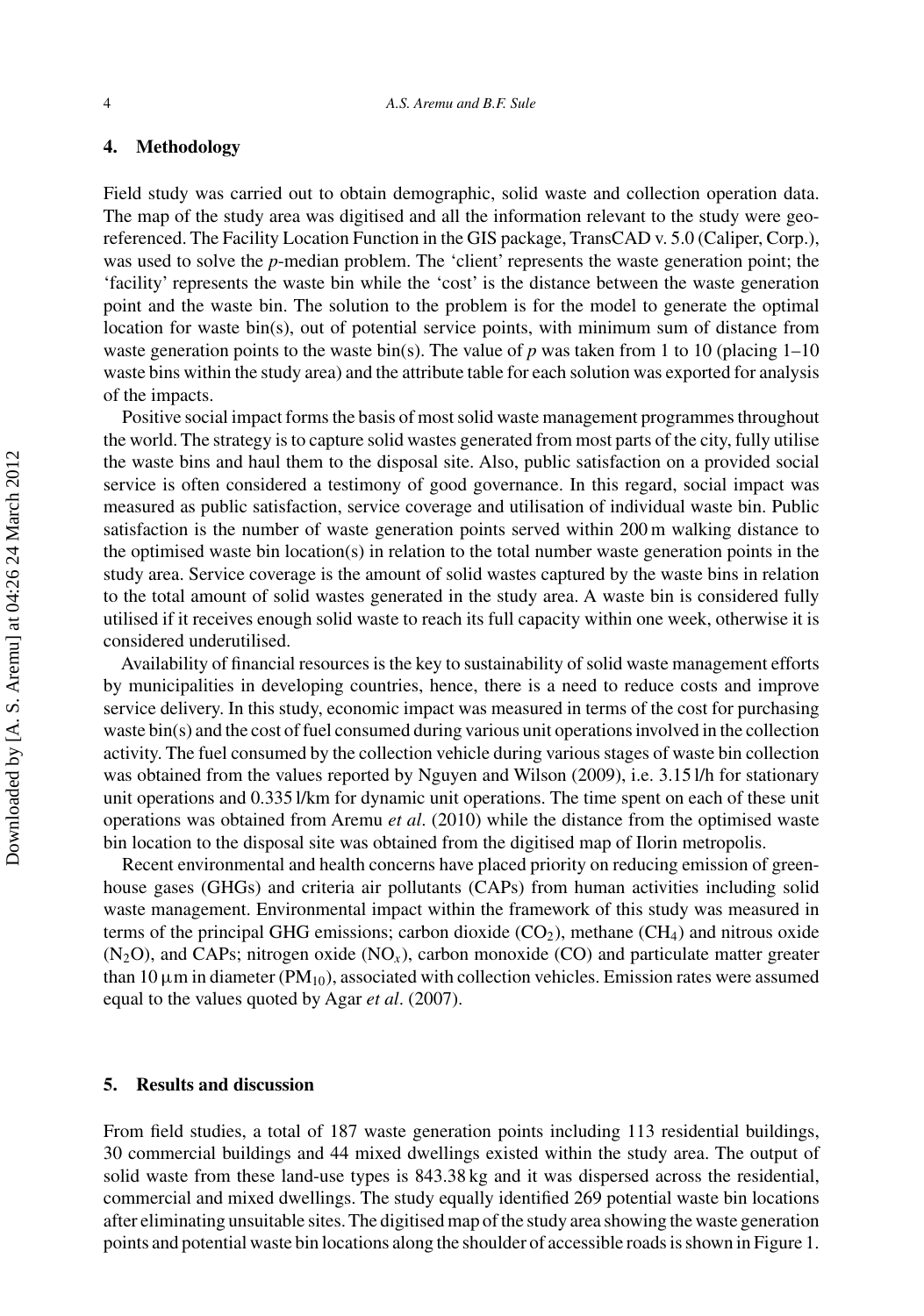## 4. Methodology

Field study was carried out to obtain demographic, solid waste and collection operation data. The map of the study area was digitised and all the information relevant to the study were georeferenced. The Facility Location Function in the GIS package, TransCAD v. 5.0 (Caliper, Corp.), was used to solve the *p*-median problem. The 'client' represents the waste generation point; the 'facility' represents the waste bin while the 'cost' is the distance between the waste generation point and the waste bin. The solution to the problem is for the model to generate the optimal location for waste bin(s), out of potential service points, with minimum sum of distance from waste generation points to the waste bin(s). The value of *p* was taken from 1 to 10 (placing 1–10 waste bins within the study area) and the attribute table for each solution was exported for analysis of the impacts.

Positive social impact forms the basis of most solid waste management programmes throughout the world. The strategy is to capture solid wastes generated from most parts of the city, fully utilise the waste bins and haul them to the disposal site. Also, public satisfaction on a provided social service is often considered a testimony of good governance. In this regard, social impact was measured as public satisfaction, service coverage and utilisation of individual waste bin. Public satisfaction is the number of waste generation points served within 200 m walking distance to the optimised waste bin location(s) in relation to the total number waste generation points in the study area. Service coverage is the amount of solid wastes captured by the waste bins in relation to the total amount of solid wastes generated in the study area. A waste bin is considered fully utilised if it receives enough solid waste to reach its full capacity within one week, otherwise it is considered underutilised.

Availability of financial resources is the key to sustainability of solid waste management efforts by municipalities in developing countries, hence, there is a need to reduce costs and improve service delivery. In this study, economic impact was measured in terms of the cost for purchasing waste bin(s) and the cost of fuel consumed during various unit operations involved in the collection activity. The fuel consumed by the collection vehicle during various stages of waste bin collection was obtained from the values reported by Nguyen and Wilson (2009), i.e. 3.15 l/h for stationary unit operations and 0.335 l/km for dynamic unit operations. The time spent on each of these unit operations was obtained from Aremu *et al*. (2010) while the distance from the optimised waste bin location to the disposal site was obtained from the digitised map of Ilorin metropolis.

Recent environmental and health concerns have placed priority on reducing emission of greenhouse gases (GHGs) and criteria air pollutants (CAPs) from human activities including solid waste management. Environmental impact within the framework of this study was measured in terms of the principal GHG emissions; carbon dioxide ($CO_2$), methane ($CH_4$) and nitrous oxide ($N_2O$), and CAPs; nitrogen oxide ($NO_x$), carbon monoxide (CO) and particulate matter greater than 10 $\mu$m in diameter ($PM_{10}$), associated with collection vehicles. Emission rates were assumed equal to the values quoted by Agar *et al*. (2007).

## 5. Results and discussion

From field studies, a total of 187 waste generation points including 113 residential buildings, 30 commercial buildings and 44 mixed dwellings existed within the study area. The output of solid waste from these land-use types is 843.38 kg and it was dispersed across the residential, commercial and mixed dwellings. The study equally identified 269 potential waste bin locations after eliminating unsuitable sites. The digitised map of the study area showing the waste generation points and potential waste bin locations along the shoulder of accessible roads is shown in Figure 1.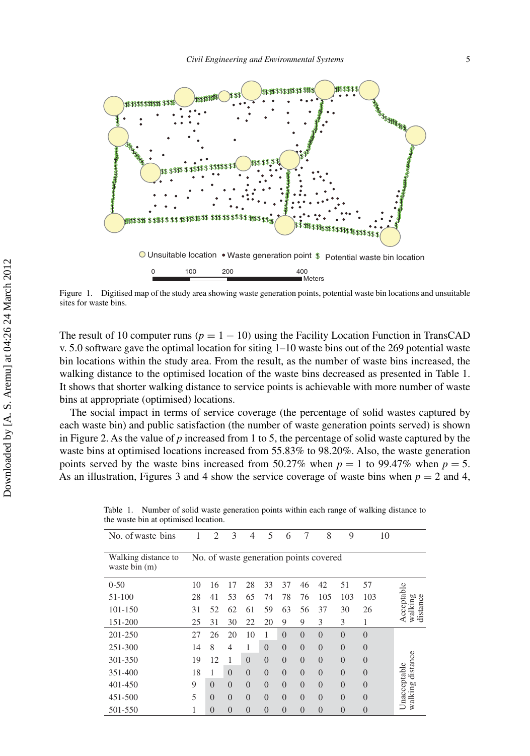Unsuitable location • Waste generation point Potential waste bin location

0 100 200 400 Meters

Figure 1. Digitised map of the study area showing waste generation points, potential waste bin locations and unsuitable sites for waste bins.

The result of 10 computer runs ($p = 1 - 10$) using the Facility Location Function in TransCAD v. 5.0 software gave the optimal location for siting 1–10 waste bins out of the 269 potential waste bin locations within the study area. From the result, as the number of waste bins increased, the walking distance to the optimised location of the waste bins decreased as presented in Table 1. It shows that shorter walking distance to service points is achievable with more number of waste bins at appropriate (optimised) locations.

The social impact in terms of service coverage (the percentage of solid wastes captured by each waste bin) and public satisfaction (the number of waste generation points served) is shown in Figure 2. As the value of $p$ increased from 1 to 5, the percentage of solid waste captured by the waste bins at optimised locations increased from 55.83% to 98.20%. Also, the waste generation points served by the waste bins increased from 50.27% when $p = 1$ to 99.47% when $p = 5$. As an illustration, Figures 3 and 4 show the service coverage of waste bins when $p = 2$ and 4,

Table 1. Number of solid waste generation points within each range of walking distance to the waste bin at optimised location.

| No. of waste bins | 1 | 2 | 3 | 4 | 5 | 6 | 7 | 8 | 9 | 10 | |
|---|---|---|---|---|---|---|---|---|---|---|---|
| Walking distance to waste bin (m) | No. of waste generation points covered | | | | | | | | | | |
| 0-50 | 10 | 16 | 17 | 28 | 33 | 37 | 46 | 42 | 51 | 57 | Acceptable walking distance |
| 51-100 | 28 | 41 | 53 | 65 | 74 | 78 | 76 | 105 | 103 | 103 | |
| 101-150 | 31 | 52 | 62 | 61 | 59 | 63 | 56 | 37 | 30 | 26 | |
| 151-200 | 25 | 31 | 30 | 22 | 20 | 9 | 9 | 3 | 3 | 1 | |
| 201-250 | 27 | 26 | 20 | 10 | 1 | 0 | 0 | 0 | 0 | 0 | Unacceptable walking distance |
| 251-300 | 14 | 8 | 4 | 1 | 0 | 0 | 0 | 0 | 0 | 0 | |
| 301-350 | 19 | 12 | 1 | 0 | 0 | 0 | 0 | 0 | 0 | 0 | |
| 351-400 | 18 | 1 | 0 | 0 | 0 | 0 | 0 | 0 | 0 | 0 | |
| 401-450 | 9 | 0 | 0 | 0 | 0 | 0 | 0 | 0 | 0 | 0 | |
| 451-500 | 5 | 0 | 0 | 0 | 0 | 0 | 0 | 0 | 0 | 0 | |
| 501-550 | 1 | 0 | 0 | 0 | 0 | 0 | 0 | 0 | 0 | 0 | |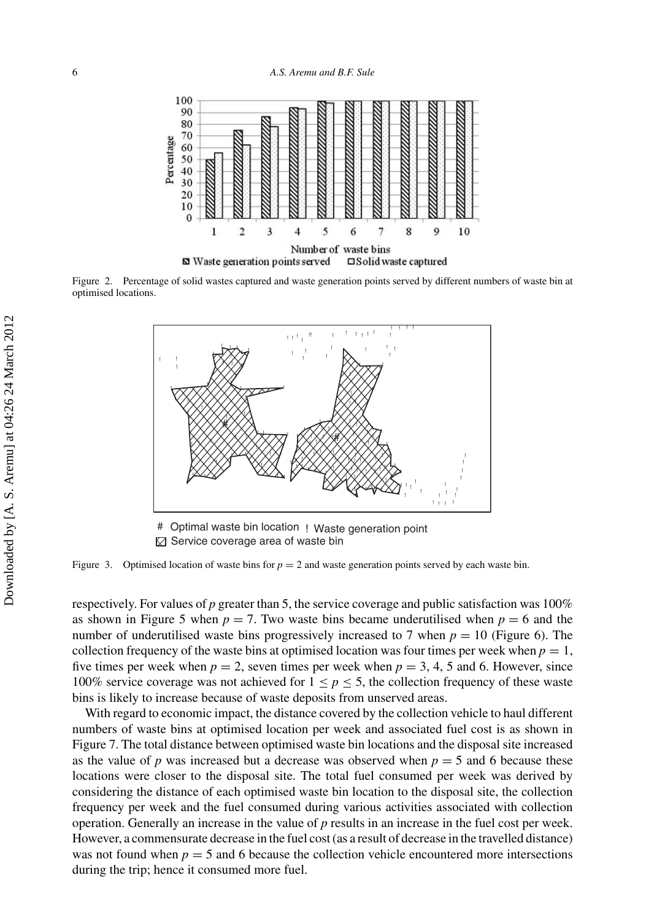100
90
80
70
60
50
40
30
20
10
0

Percentage

1 2 3 4 5 6 7 8 9 10

Number of waste bins

Waste generation points served   Solid waste captured

Figure 2. Percentage of solid wastes captured and waste generation points served by different numbers of waste bin at optimised locations.

# Optimal waste bin location   ! Waste generation point

Service coverage area of waste bin

Figure 3. Optimised location of waste bins for $p = 2$ and waste generation points served by each waste bin.

respectively. For values of $p$ greater than 5, the service coverage and public satisfaction was 100% as shown in Figure 5 when $p = 7$. Two waste bins became underutilised when $p = 6$ and the number of underutilised waste bins progressively increased to 7 when $p = 10$ (Figure 6). The collection frequency of the waste bins at optimised location was four times per week when $p = 1$, five times per week when $p = 2$, seven times per week when $p = 3$, 4, 5 and 6. However, since 100% service coverage was not achieved for $1 \leq p \leq 5$, the collection frequency of these waste bins is likely to increase because of waste deposits from unserved areas.

With regard to economic impact, the distance covered by the collection vehicle to haul different numbers of waste bins at optimised location per week and associated fuel cost is as shown in Figure 7. The total distance between optimised waste bin locations and the disposal site increased as the value of $p$ was increased but a decrease was observed when $p = 5$ and 6 because these locations were closer to the disposal site. The total fuel consumed per week was derived by considering the distance of each optimised waste bin location to the disposal site, the collection frequency per week and the fuel consumed during various activities associated with collection operation. Generally an increase in the value of $p$ results in an increase in the fuel cost per week. However, a commensurate decrease in the fuel cost (as a result of decrease in the travelled distance) was not found when $p = 5$ and 6 because the collection vehicle encountered more intersections during the trip; hence it consumed more fuel.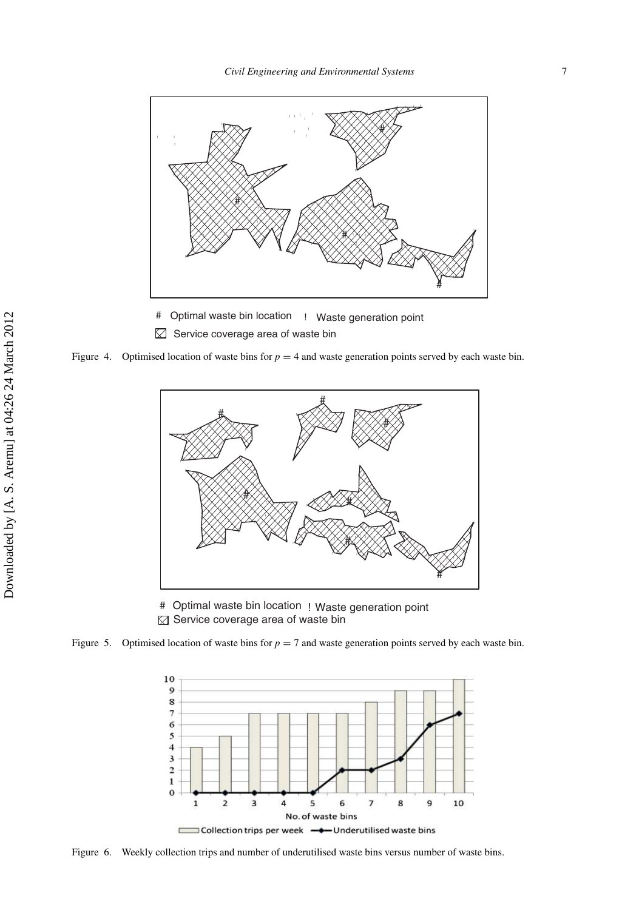\# Optimal waste bin location ! Waste generation point

Service coverage area of waste bin

Figure 4. Optimised location of waste bins for $p = 4$ and waste generation points served by each waste bin.

\# Optimal waste bin location ! Waste generation point

Service coverage area of waste bin

Figure 5. Optimised location of waste bins for $p = 7$ and waste generation points served by each waste bin.

Figure 6. Weekly collection trips and number of underutilised waste bins versus number of waste bins.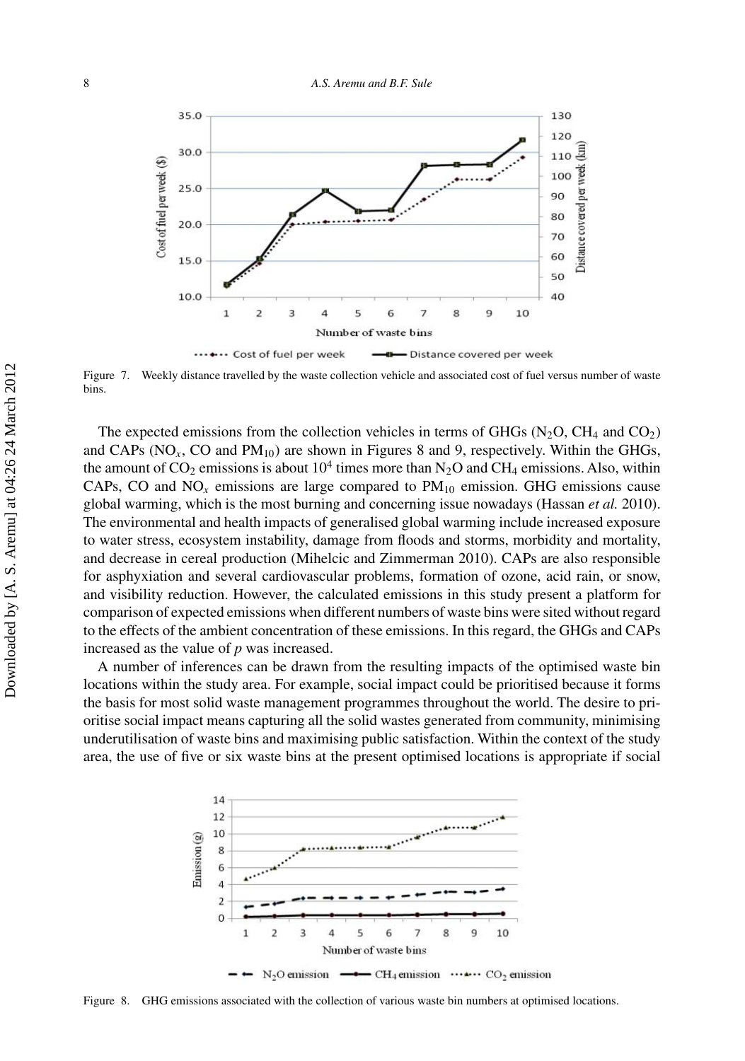35.0
30.0
25.0
20.0
15.0
10.0

Cost of fuel per week ($)

130
120
110
100
90
80
70
60
50
40

Distance covered per week (km)

1 2 3 4 5 6 7 8 9 10

Number of waste bins

Cost of fuel per week — Distance covered per week

Figure 7. Weekly distance travelled by the waste collection vehicle and associated cost of fuel versus number of waste bins.

The expected emissions from the collection vehicles in terms of GHGs ($N_2O$, $CH_4$ and $CO_2$) and CAPs ($NO_x$, CO and $PM_{10}$) are shown in Figures 8 and 9, respectively. Within the GHGs, the amount of $CO_2$ emissions is about $10^4$ times more than $N_2O$ and $CH_4$ emissions. Also, within CAPs, CO and $NO_x$ emissions are large compared to $PM_{10}$ emission. GHG emissions cause global warming, which is the most burning and concerning issue nowadays (Hassan *et al.* 2010). The environmental and health impacts of generalised global warming include increased exposure to water stress, ecosystem instability, damage from floods and storms, morbidity and mortality, and decrease in cereal production (Mihelcic and Zimmerman 2010). CAPs are also responsible for asphyxiation and several cardiovascular problems, formation of ozone, acid rain, or snow, and visibility reduction. However, the calculated emissions in this study present a platform for comparison of expected emissions when different numbers of waste bins were sited without regard to the effects of the ambient concentration of these emissions. In this regard, the GHGs and CAPs increased as the value of $p$ was increased.

A number of inferences can be drawn from the resulting impacts of the optimised waste bin locations within the study area. For example, social impact could be prioritised because it forms the basis for most solid waste management programmes throughout the world. The desire to prioritise social impact means capturing all the solid wastes generated from community, minimising underutilisation of waste bins and maximising public satisfaction. Within the context of the study area, the use of five or six waste bins at the present optimised locations is appropriate if social

14
12
10
8
6
4
2
0

Emission (g)

1 2 3 4 5 6 7 8 9 10

Number of waste bins

$N_2O$ emission — $CH_4$ emission — $CO_2$ emission

Figure 8. GHG emissions associated with the collection of various waste bin numbers at optimised locations.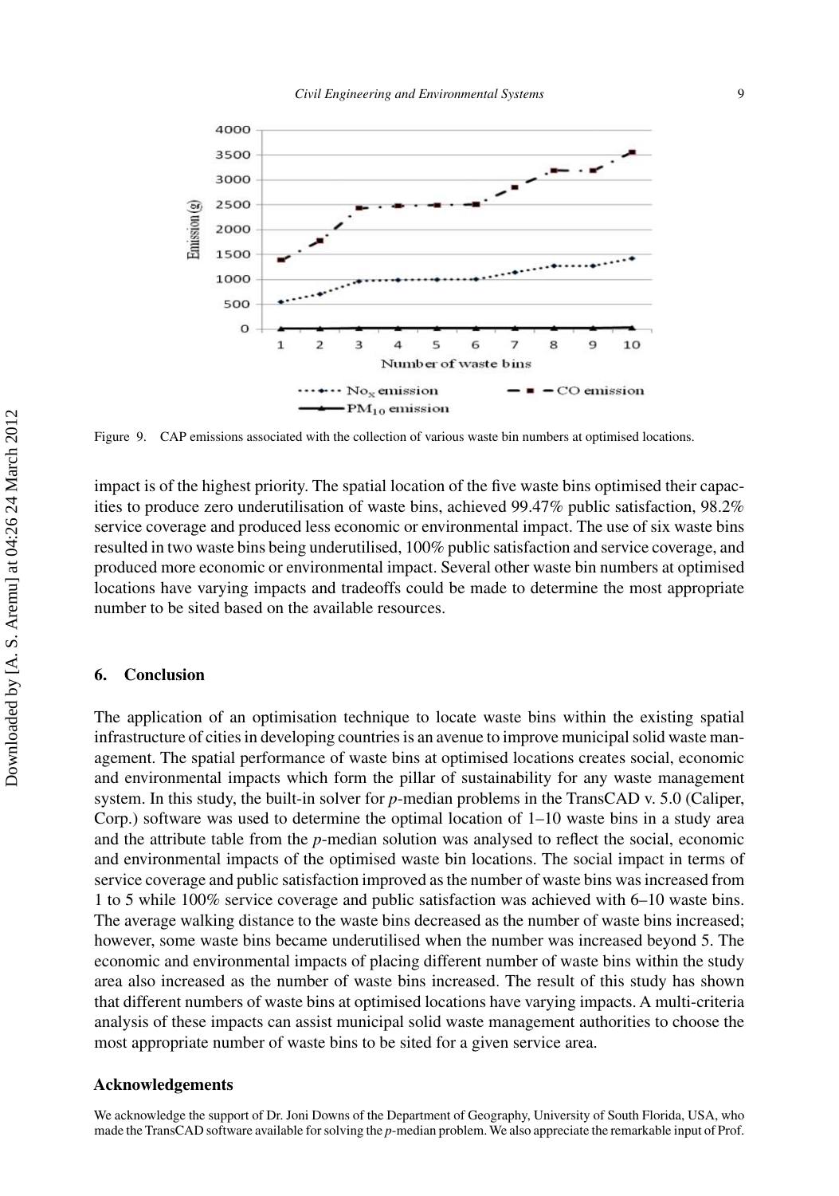4000
3500
3000
2500
2000
1500
1000
500
0

Emission (g)

1 2 3 4 5 6 7 8 9 10

Number of waste bins

$NO_x$ emission — CO emission — $PM_{10}$ emission

Figure 9. CAP emissions associated with the collection of various waste bin numbers at optimised locations.

impact is of the highest priority. The spatial location of the five waste bins optimised their capacities to produce zero underutilisation of waste bins, achieved 99.47% public satisfaction, 98.2% service coverage and produced less economic or environmental impact. The use of six waste bins resulted in two waste bins being underutilised, 100% public satisfaction and service coverage, and produced more economic or environmental impact. Several other waste bin numbers at optimised locations have varying impacts and tradeoffs could be made to determine the most appropriate number to be sited based on the available resources.

## 6. Conclusion

The application of an optimisation technique to locate waste bins within the existing spatial infrastructure of cities in developing countries is an avenue to improve municipal solid waste management. The spatial performance of waste bins at optimised locations creates social, economic and environmental impacts which form the pillar of sustainability for any waste management system. In this study, the built-in solver for *p*-median problems in the TransCAD v. 5.0 (Caliper, Corp.) software was used to determine the optimal location of 1–10 waste bins in a study area and the attribute table from the *p*-median solution was analysed to reflect the social, economic and environmental impacts of the optimised waste bin locations. The social impact in terms of service coverage and public satisfaction improved as the number of waste bins was increased from 1 to 5 while 100% service coverage and public satisfaction was achieved with 6–10 waste bins. The average walking distance to the waste bins decreased as the number of waste bins increased; however, some waste bins became underutilised when the number was increased beyond 5. The economic and environmental impacts of placing different number of waste bins within the study area also increased as the number of waste bins increased. The result of this study has shown that different numbers of waste bins at optimised locations have varying impacts. A multi-criteria analysis of these impacts can assist municipal solid waste management authorities to choose the most appropriate number of waste bins to be sited for a given service area.

### Acknowledgements

We acknowledge the support of Dr. Joni Downs of the Department of Geography, University of South Florida, USA, who made the TransCAD software available for solving the *p*-median problem. We also appreciate the remarkable input of Prof.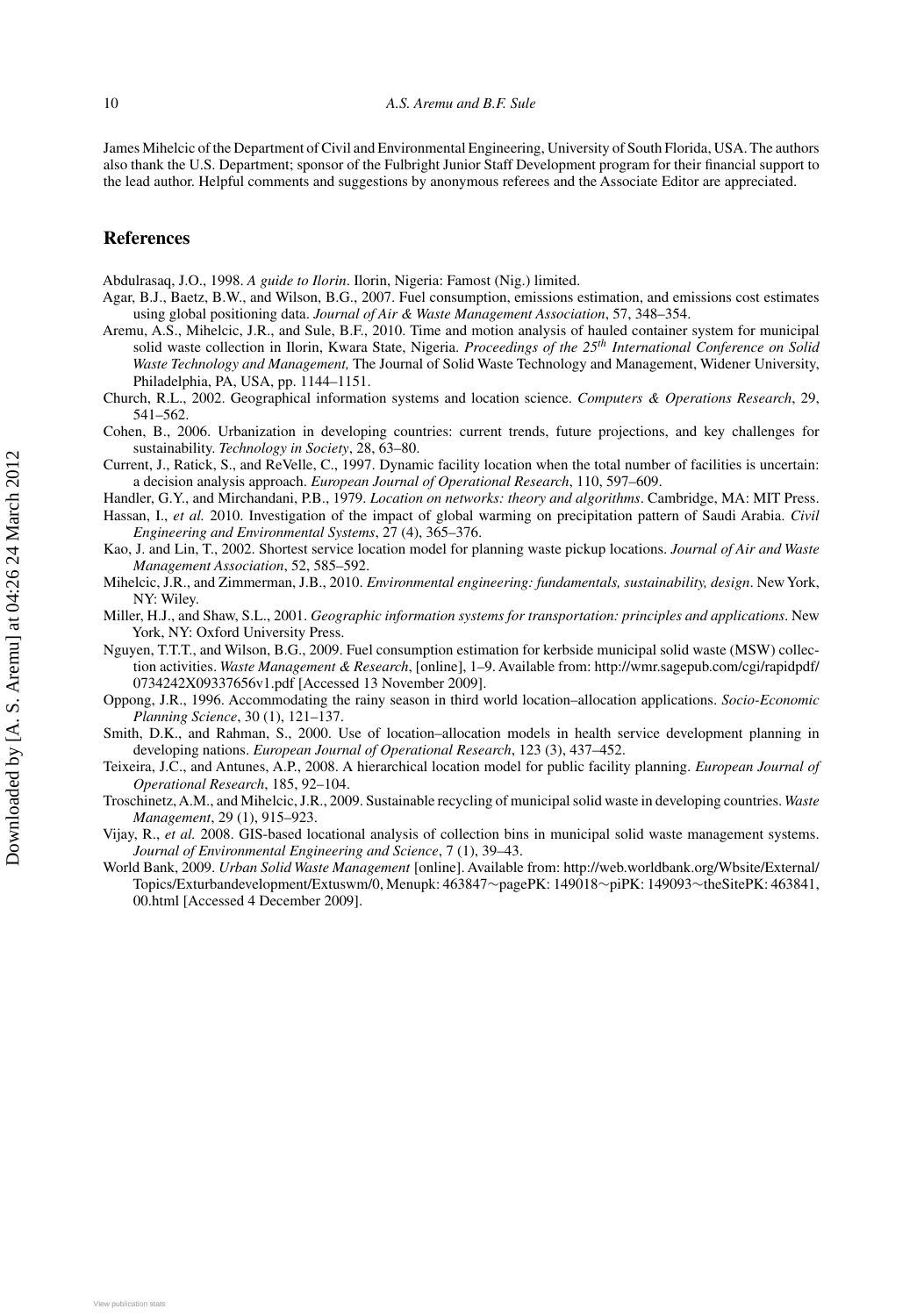James Mihelcic of the Department of Civil and Environmental Engineering, University of South Florida, USA. The authors also thank the U.S. Department; sponsor of the Fulbright Junior Staff Development program for their financial support to the lead author. Helpful comments and suggestions by anonymous referees and the Associate Editor are appreciated.

## References

Abdulrasaq, J.O., 1998. *A guide to Ilorin*. Ilorin, Nigeria: Famost (Nig.) limited.

Agar, B.J., Baetz, B.W., and Wilson, B.G., 2007. Fuel consumption, emissions estimation, and emissions cost estimates using global positioning data. *Journal of Air & Waste Management Association*, 57, 348–354.

Aremu, A.S., Mihelcic, J.R., and Sule, B.F., 2010. Time and motion analysis of hauled container system for municipal solid waste collection in Ilorin, Kwara State, Nigeria. *Proceedings of the 25th International Conference on Solid Waste Technology and Management,* The Journal of Solid Waste Technology and Management, Widener University, Philadelphia, PA, USA, pp. 1144–1151.

Church, R.L., 2002. Geographical information systems and location science. *Computers & Operations Research*, 29, 541–562.

Cohen, B., 2006. Urbanization in developing countries: current trends, future projections, and key challenges for sustainability. *Technology in Society*, 28, 63–80.

Current, J., Ratick, S., and ReVelle, C., 1997. Dynamic facility location when the total number of facilities is uncertain: a decision analysis approach. *European Journal of Operational Research*, 110, 597–609.

Handler, G.Y., and Mirchandani, P.B., 1979. *Location on networks: theory and algorithms*. Cambridge, MA: MIT Press.

Hassan, I., *et al.* 2010. Investigation of the impact of global warming on precipitation pattern of Saudi Arabia. *Civil Engineering and Environmental Systems*, 27 (4), 365–376.

Kao, J. and Lin, T., 2002. Shortest service location model for planning waste pickup locations. *Journal of Air and Waste Management Association*, 52, 585–592.

Mihelcic, J.R., and Zimmerman, J.B., 2010. *Environmental engineering: fundamentals, sustainability, design*. New York, NY: Wiley.

Miller, H.J., and Shaw, S.L., 2001. *Geographic information systems for transportation: principles and applications*. New York, NY: Oxford University Press.

Nguyen, T.T.T., and Wilson, B.G., 2009. Fuel consumption estimation for kerbside municipal solid waste (MSW) collection activities. *Waste Management & Research*, [online], 1–9. Available from: http://wmr.sagepub.com/cgi/rapidpdf/0734242X09337656v1.pdf [Accessed 13 November 2009].

Oppong, J.R., 1996. Accommodating the rainy season in third world location–allocation applications. *Socio-Economic Planning Science*, 30 (1), 121–137.

Smith, D.K., and Rahman, S., 2000. Use of location–allocation models in health service development planning in developing nations. *European Journal of Operational Research*, 123 (3), 437–452.

Teixeira, J.C., and Antunes, A.P., 2008. A hierarchical location model for public facility planning. *European Journal of Operational Research*, 185, 92–104.

Troschinetz, A.M., and Mihelcic, J.R., 2009. Sustainable recycling of municipal solid waste in developing countries. *Waste Management*, 29 (1), 915–923.

Vijay, R., *et al.* 2008. GIS-based locational analysis of collection bins in municipal solid waste management systems. *Journal of Environmental Engineering and Science*, 7 (1), 39–43.

World Bank, 2009. *Urban Solid Waste Management* [online]. Available from: http://web.worldbank.org/Wbsite/External/Topics/Exturbandevelopment/Extuswm/0, Menupk: 463847∼pagePK: 149018∼piPK: 149093∼theSitePK: 463841, 00.html [Accessed 4 December 2009].